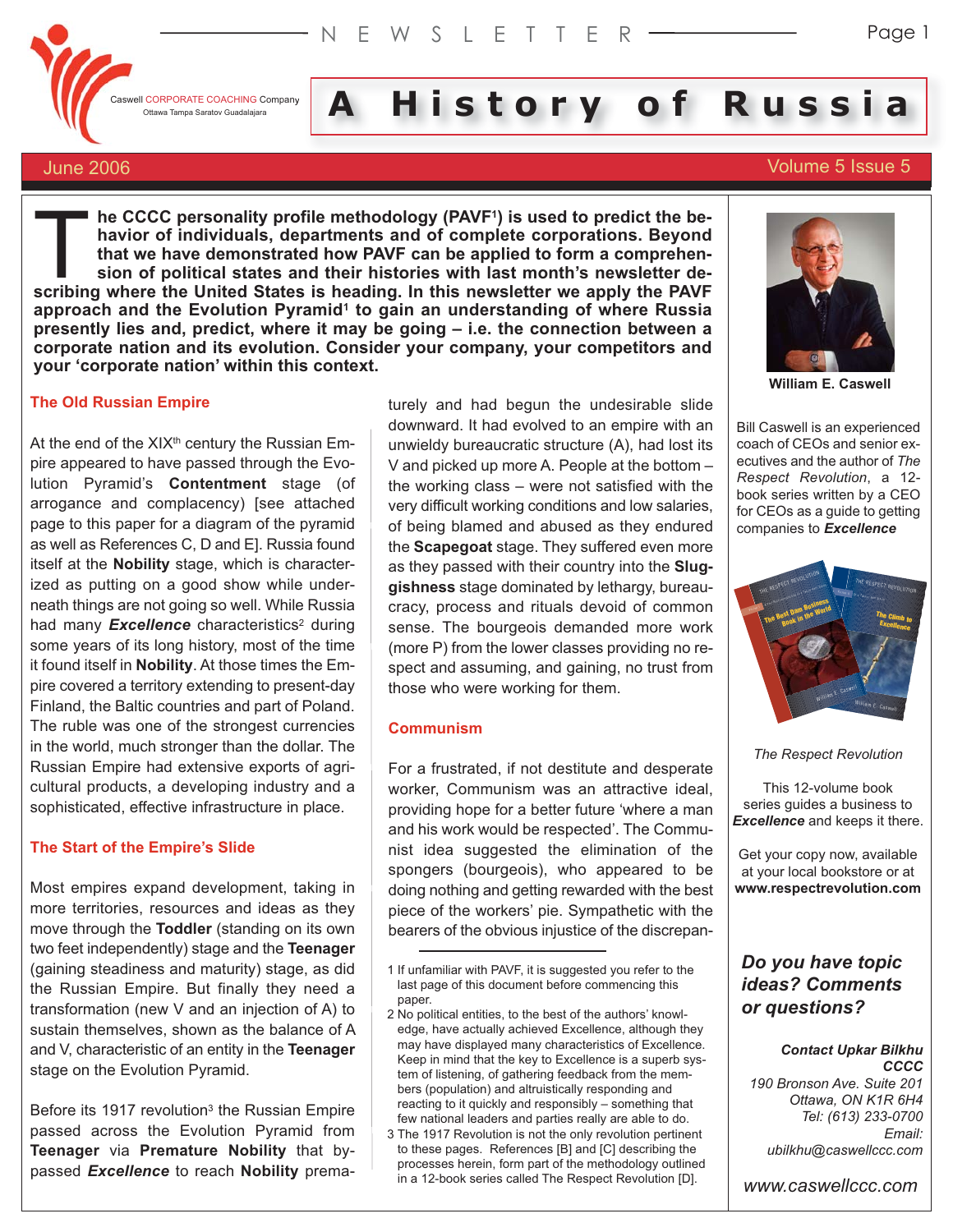Caswell CORPORATE COACHING Company
Ottawa Tampa Saratov Guadalajara

# A History of Russia

June 2006 — Volume 5 Issue 5

**The CCCC personality profile methodology (PAVF[1]) is used to predict the behavior of individuals, departments and of complete corporations. Beyond that we have demonstrated how PAVF can be applied to form a comprehension of political states and their histories with last month's newsletter describing where the United States is heading. In this newsletter we apply the PAVF approach and the Evolution Pyramid[1] to gain an understanding of where Russia presently lies and, predict, where it may be going – i.e. the connection between a corporate nation and its evolution. Consider your company, your competitors and your 'corporate nation' within this context.**

## The Old Russian Empire

At the end of the XIX[th] century the Russian Empire appeared to have passed through the Evolution Pyramid's **Contentment** stage (of arrogance and complacency) [see attached page to this paper for a diagram of the pyramid as well as References C, D and E]. Russia found itself at the **Nobility** stage, which is characterized as putting on a good show while underneath things are not going so well. While Russia had many ***Excellence*** characteristics[2] during some years of its long history, most of the time it found itself in **Nobility**. At those times the Empire covered a territory extending to present-day Finland, the Baltic countries and part of Poland. The ruble was one of the strongest currencies in the world, much stronger than the dollar. The Russian Empire had extensive exports of agricultural products, a developing industry and a sophisticated, effective infrastructure in place.

## The Start of the Empire's Slide

Most empires expand development, taking in more territories, resources and ideas as they move through the **Toddler** (standing on its own two feet independently) stage and the **Teenager** (gaining steadiness and maturity) stage, as did the Russian Empire. But finally they need a transformation (new V and an injection of A) to sustain themselves, shown as the balance of A and V, characteristic of an entity in the **Teenager** stage on the Evolution Pyramid.

Before its 1917 revolution[3] the Russian Empire passed across the Evolution Pyramid from **Teenager** via **Premature Nobility** that bypassed ***Excellence*** to reach **Nobility** prematurely and had begun the undesirable slide downward. It had evolved to an empire with an unwieldy bureaucratic structure (A), had lost its V and picked up more A. People at the bottom – the working class – were not satisfied with the very difficult working conditions and low salaries, of being blamed and abused as they endured the **Scapegoat** stage. They suffered even more as they passed with their country into the **Sluggishness** stage dominated by lethargy, bureaucracy, process and rituals devoid of common sense. The bourgeois demanded more work (more P) from the lower classes providing no respect and assuming, and gaining, no trust from those who were working for them.

## Communism

For a frustrated, if not destitute and desperate worker, Communism was an attractive ideal, providing hope for a better future 'where a man and his work would be respected'. The Communist idea suggested the elimination of the spongers (bourgeois), who appeared to be doing nothing and getting rewarded with the best piece of the workers' pie. Sympathetic with the bearers of the obvious injustice of the discrepan-

---

1 If unfamiliar with PAVF, it is suggested you refer to the last page of this document before commencing this paper.

2 No political entities, to the best of the authors' knowledge, have actually achieved Excellence, although they may have displayed many characteristics of Excellence. Keep in mind that the key to Excellence is a superb system of listening, of gathering feedback from the members (population) and altruistically responding and reacting to it quickly and responsibly – something that few national leaders and parties really are able to do.

3 The 1917 Revolution is not the only revolution pertinent to these pages. References [B] and [C] describing the processes herein, form part of the methodology outlined in a 12-book series called The Respect Revolution [D].

---

**William E. Caswell**

Bill Caswell is an experienced coach of CEOs and senior executives and the author of *The Respect Revolution*, a 12-book series written by a CEO for CEOs as a guide to getting companies to ***Excellence***

*The Respect Revolution*

This 12-volume book series guides a business to ***Excellence*** and keeps it there.

Get your copy now, available at your local bookstore or at **www.respectrevolution.com**

***Do you have topic ideas? Comments or questions?***

***Contact Upkar Bilkhu***
***CCCC***
*190 Bronson Ave. Suite 201*
*Ottawa, ON K1R 6H4*
*Tel: (613) 233-0700*
*Email:*
*ubilkhu@caswellccc.com*

*www.caswellccc.com*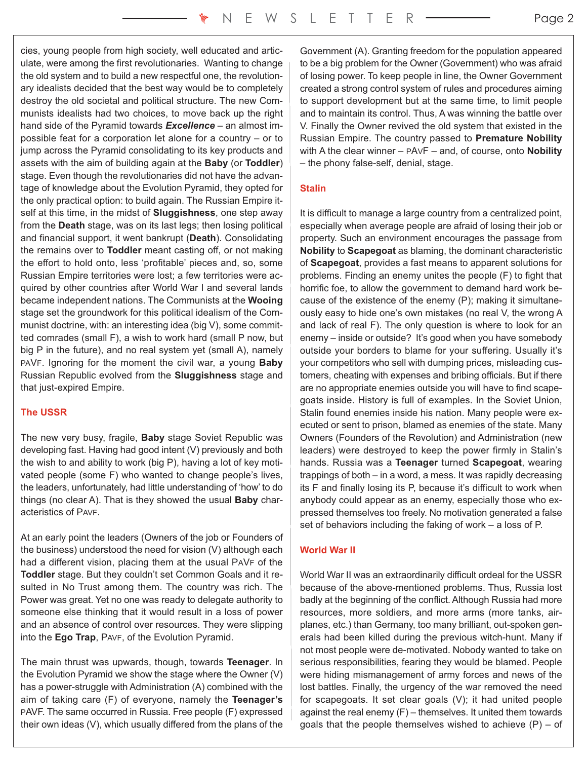cies, young people from high society, well educated and articulate, were among the first revolutionaries. Wanting to change the old system and to build a new respectful one, the revolutionary idealists decided that the best way would be to completely destroy the old societal and political structure. The new Communists idealists had two choices, to move back up the right hand side of the Pyramid towards ***Excellence*** – an almost impossible feat for a corporation let alone for a country – or to jump across the Pyramid consolidating to its key products and assets with the aim of building again at the **Baby** (or **Toddler**) stage. Even though the revolutionaries did not have the advantage of knowledge about the Evolution Pyramid, they opted for the only practical option: to build again. The Russian Empire itself at this time, in the midst of **Sluggishness**, one step away from the **Death** stage, was on its last legs; then losing political and financial support, it went bankrupt (**Death**). Consolidating the remains over to **Toddler** meant casting off, or not making the effort to hold onto, less 'profitable' pieces and, so, some Russian Empire territories were lost; a few territories were acquired by other countries after World War I and several lands became independent nations. The Communists at the **Wooing** stage set the groundwork for this political idealism of the Communist doctrine, with: an interesting idea (big V), some committed comrades (small F), a wish to work hard (small P now, but big P in the future), and no real system yet (small A), namely pAVf. Ignoring for the moment the civil war, a young **Baby** Russian Republic evolved from the **Sluggishness** stage and that just-expired Empire.

## The USSR

The new very busy, fragile, **Baby** stage Soviet Republic was developing fast. Having had good intent (V) previously and both the wish to and ability to work (big P), having a lot of key motivated people (some F) who wanted to change people's lives, the leaders, unfortunately, had little understanding of 'how' to do things (no clear A). That is they showed the usual **Baby** characteristics of Pavf.

At an early point the leaders (Owners of the job or Founders of the business) understood the need for vision (V) although each had a different vision, placing them at the usual PaVf of the **Toddler** stage. But they couldn't set Common Goals and it resulted in No Trust among them. The country was rich. The Power was great. Yet no one was ready to delegate authority to someone else thinking that it would result in a loss of power and an absence of control over resources. They were slipping into the **Ego Trap**, PaVf, of the Evolution Pyramid.

The main thrust was upwards, though, towards **Teenager**. In the Evolution Pyramid we show the stage where the Owner (V) has a power-struggle with Administration (A) combined with the aim of taking care (F) of everyone, namely the **Teenager's** pAVF. The same occurred in Russia. Free people (F) expressed their own ideas (V), which usually differed from the plans of the Government (A). Granting freedom for the population appeared to be a big problem for the Owner (Government) who was afraid of losing power. To keep people in line, the Owner Government created a strong control system of rules and procedures aiming to support development but at the same time, to limit people and to maintain its control. Thus, A was winning the battle over V. Finally the Owner revived the old system that existed in the Russian Empire. The country passed to **Premature Nobility** with A the clear winner – pAvF – and, of course, onto **Nobility** – the phony false-self, denial, stage.

## Stalin

It is difficult to manage a large country from a centralized point, especially when average people are afraid of losing their job or property. Such an environment encourages the passage from **Nobility** to **Scapegoat** as blaming, the dominant characteristic of **Scapegoat**, provides a fast means to apparent solutions for problems. Finding an enemy unites the people (F) to fight that horrific foe, to allow the government to demand hard work because of the existence of the enemy (P); making it simultaneously easy to hide one's own mistakes (no real V, the wrong A and lack of real F). The only question is where to look for an enemy – inside or outside? It's good when you have somebody outside your borders to blame for your suffering. Usually it's your competitors who sell with dumping prices, misleading customers, cheating with expenses and bribing officials. But if there are no appropriate enemies outside you will have to find scapegoats inside. History is full of examples. In the Soviet Union, Stalin found enemies inside his nation. Many people were executed or sent to prison, blamed as enemies of the state. Many Owners (Founders of the Revolution) and Administration (new leaders) were destroyed to keep the power firmly in Stalin's hands. Russia was a **Teenager** turned **Scapegoat**, wearing trappings of both – in a word, a mess. It was rapidly decreasing its F and finally losing its P, because it's difficult to work when anybody could appear as an enemy, especially those who expressed themselves too freely. No motivation generated a false set of behaviors including the faking of work – a loss of P.

## World War II

World War II was an extraordinarily difficult ordeal for the USSR because of the above-mentioned problems. Thus, Russia lost badly at the beginning of the conflict. Although Russia had more resources, more soldiers, and more arms (more tanks, airplanes, etc.) than Germany, too many brilliant, out-spoken generals had been killed during the previous witch-hunt. Many if not most people were de-motivated. Nobody wanted to take on serious responsibilities, fearing they would be blamed. People were hiding mismanagement of army forces and news of the lost battles. Finally, the urgency of the war removed the need for scapegoats. It set clear goals (V); it had united people against the real enemy (F) – themselves. It united them towards goals that the people themselves wished to achieve (P) – of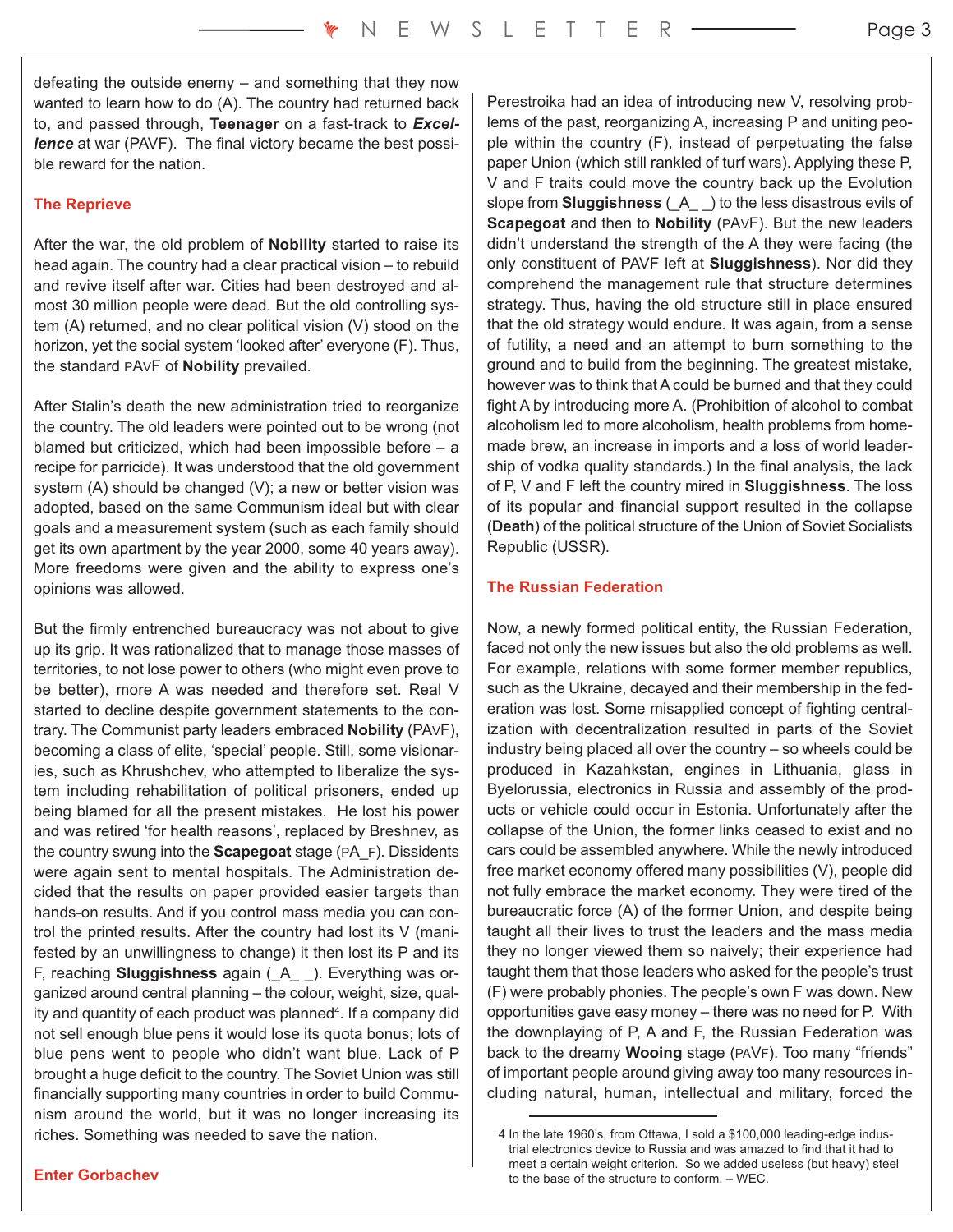defeating the outside enemy – and something that they now wanted to learn how to do (A). The country had returned back to, and passed through, **Teenager** on a fast-track to ***Excellence*** at war (PAVF). The final victory became the best possible reward for the nation.

## The Reprieve

After the war, the old problem of **Nobility** started to raise its head again. The country had a clear practical vision – to rebuild and revive itself after war. Cities had been destroyed and almost 30 million people were dead. But the old controlling system (A) returned, and no clear political vision (V) stood on the horizon, yet the social system 'looked after' everyone (F). Thus, the standard pAvF of **Nobility** prevailed.

After Stalin's death the new administration tried to reorganize the country. The old leaders were pointed out to be wrong (not blamed but criticized, which had been impossible before – a recipe for parricide). It was understood that the old government system (A) should be changed (V); a new or better vision was adopted, based on the same Communism ideal but with clear goals and a measurement system (such as each family should get its own apartment by the year 2000, some 40 years away). More freedoms were given and the ability to express one's opinions was allowed.

But the firmly entrenched bureaucracy was not about to give up its grip. It was rationalized that to manage those masses of territories, to not lose power to others (who might even prove to be better), more A was needed and therefore set. Real V started to decline despite government statements to the contrary. The Communist party leaders embraced **Nobility** (PAvF), becoming a class of elite, 'special' people. Still, some visionaries, such as Khrushchev, who attempted to liberalize the system including rehabilitation of political prisoners, ended up being blamed for all the present mistakes. He lost his power and was retired 'for health reasons', replaced by Breshnev, as the country swung into the **Scapegoat** stage (PA_F). Dissidents were again sent to mental hospitals. The Administration decided that the results on paper provided easier targets than hands-on results. And if you control mass media you can control the printed results. After the country had lost its V (manifested by an unwillingness to change) it then lost its P and its F, reaching **Sluggishness** again (_A_ _). Everything was organized around central planning – the colour, weight, size, quality and quantity of each product was planned[4]. If a company did not sell enough blue pens it would lose its quota bonus; lots of blue pens went to people who didn't want blue. Lack of P brought a huge deficit to the country. The Soviet Union was still financially supporting many countries in order to build Communism around the world, but it was no longer increasing its riches. Something was needed to save the nation.

## Enter Gorbachev

Perestroika had an idea of introducing new V, resolving problems of the past, reorganizing A, increasing P and uniting people within the country (F), instead of perpetuating the false paper Union (which still rankled of turf wars). Applying these P, V and F traits could move the country back up the Evolution slope from **Sluggishness** (_A_ _) to the less disastrous evils of **Scapegoat** and then to **Nobility** (pAvF). But the new leaders didn't understand the strength of the A they were facing (the only constituent of PAVF left at **Sluggishness**). Nor did they comprehend the management rule that structure determines strategy. Thus, having the old structure still in place ensured that the old strategy would endure. It was again, from a sense of futility, a need and an attempt to burn something to the ground and to build from the beginning. The greatest mistake, however was to think that A could be burned and that they could fight A by introducing more A. (Prohibition of alcohol to combat alcoholism led to more alcoholism, health problems from homemade brew, an increase in imports and a loss of world leadership of vodka quality standards.) In the final analysis, the lack of P, V and F left the country mired in **Sluggishness**. The loss of its popular and financial support resulted in the collapse (**Death**) of the political structure of the Union of Soviet Socialists Republic (USSR).

## The Russian Federation

Now, a newly formed political entity, the Russian Federation, faced not only the new issues but also the old problems as well. For example, relations with some former member republics, such as the Ukraine, decayed and their membership in the federation was lost. Some misapplied concept of fighting centralization with decentralization resulted in parts of the Soviet industry being placed all over the country – so wheels could be produced in Kazahkstan, engines in Lithuania, glass in Byelorussia, electronics in Russia and assembly of the products or vehicle could occur in Estonia. Unfortunately after the collapse of the Union, the former links ceased to exist and no cars could be assembled anywhere. While the newly introduced free market economy offered many possibilities (V), people did not fully embrace the market economy. They were tired of the bureaucratic force (A) of the former Union, and despite being taught all their lives to trust the leaders and the mass media they no longer viewed them so naively; their experience had taught them that those leaders who asked for the people's trust (F) were probably phonies. The people's own F was down. New opportunities gave easy money – there was no need for P. With the downplaying of P, A and F, the Russian Federation was back to the dreamy **Wooing** stage (paVf). Too many "friends" of important people around giving away too many resources including natural, human, intellectual and military, forced the

---

[4] In the late 1960's, from Ottawa, I sold a $100,000 leading-edge industrial electronics device to Russia and was amazed to find that it had to meet a certain weight criterion. So we added useless (but heavy) steel to the base of the structure to conform. – WEC.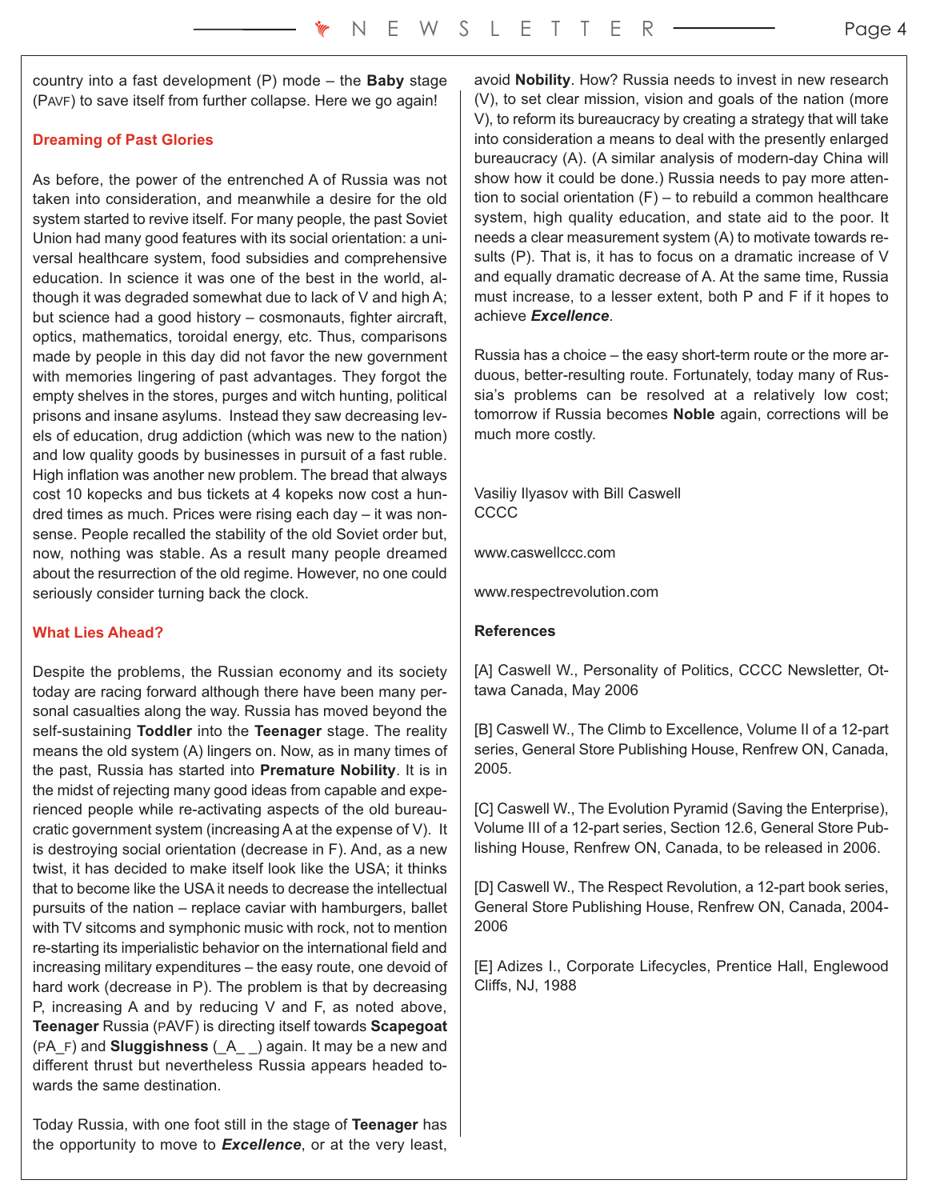country into a fast development (P) mode – the **Baby** stage (PAVF) to save itself from further collapse. Here we go again!

### Dreaming of Past Glories

As before, the power of the entrenched A of Russia was not taken into consideration, and meanwhile a desire for the old system started to revive itself. For many people, the past Soviet Union had many good features with its social orientation: a universal healthcare system, food subsidies and comprehensive education. In science it was one of the best in the world, although it was degraded somewhat due to lack of V and high A; but science had a good history – cosmonauts, fighter aircraft, optics, mathematics, toroidal energy, etc. Thus, comparisons made by people in this day did not favor the new government with memories lingering of past advantages. They forgot the empty shelves in the stores, purges and witch hunting, political prisons and insane asylums. Instead they saw decreasing levels of education, drug addiction (which was new to the nation) and low quality goods by businesses in pursuit of a fast ruble. High inflation was another new problem. The bread that always cost 10 kopecks and bus tickets at 4 kopeks now cost a hundred times as much. Prices were rising each day – it was nonsense. People recalled the stability of the old Soviet order but, now, nothing was stable. As a result many people dreamed about the resurrection of the old regime. However, no one could seriously consider turning back the clock.

### What Lies Ahead?

Despite the problems, the Russian economy and its society today are racing forward although there have been many personal casualties along the way. Russia has moved beyond the self-sustaining **Toddler** into the **Teenager** stage. The reality means the old system (A) lingers on. Now, as in many times of the past, Russia has started into **Premature Nobility**. It is in the midst of rejecting many good ideas from capable and experienced people while re-activating aspects of the old bureaucratic government system (increasing A at the expense of V). It is destroying social orientation (decrease in F). And, as a new twist, it has decided to make itself look like the USA; it thinks that to become like the USA it needs to decrease the intellectual pursuits of the nation – replace caviar with hamburgers, ballet with TV sitcoms and symphonic music with rock, not to mention re-starting its imperialistic behavior on the international field and increasing military expenditures – the easy route, one devoid of hard work (decrease in P). The problem is that by decreasing P, increasing A and by reducing V and F, as noted above, **Teenager** Russia (PAVF) is directing itself towards **Scapegoat** (PA_F) and **Sluggishness** (_A_ _) again. It may be a new and different thrust but nevertheless Russia appears headed towards the same destination.

Today Russia, with one foot still in the stage of **Teenager** has the opportunity to move to ***Excellence***, or at the very least, avoid **Nobility**. How? Russia needs to invest in new research (V), to set clear mission, vision and goals of the nation (more V), to reform its bureaucracy by creating a strategy that will take into consideration a means to deal with the presently enlarged bureaucracy (A). (A similar analysis of modern-day China will show how it could be done.) Russia needs to pay more attention to social orientation (F) – to rebuild a common healthcare system, high quality education, and state aid to the poor. It needs a clear measurement system (A) to motivate towards results (P). That is, it has to focus on a dramatic increase of V and equally dramatic decrease of A. At the same time, Russia must increase, to a lesser extent, both P and F if it hopes to achieve ***Excellence***.

Russia has a choice – the easy short-term route or the more arduous, better-resulting route. Fortunately, today many of Russia's problems can be resolved at a relatively low cost; tomorrow if Russia becomes **Noble** again, corrections will be much more costly.

Vasiliy Ilyasov with Bill Caswell
CCCC

www.caswellccc.com

www.respectrevolution.com

**References**

[A] Caswell W., Personality of Politics, CCCC Newsletter, Ottawa Canada, May 2006

[B] Caswell W., The Climb to Excellence, Volume II of a 12-part series, General Store Publishing House, Renfrew ON, Canada, 2005.

[C] Caswell W., The Evolution Pyramid (Saving the Enterprise), Volume III of a 12-part series, Section 12.6, General Store Publishing House, Renfrew ON, Canada, to be released in 2006.

[D] Caswell W., The Respect Revolution, a 12-part book series, General Store Publishing House, Renfrew ON, Canada, 2004-2006

[E] Adizes I., Corporate Lifecycles, Prentice Hall, Englewood Cliffs, NJ, 1988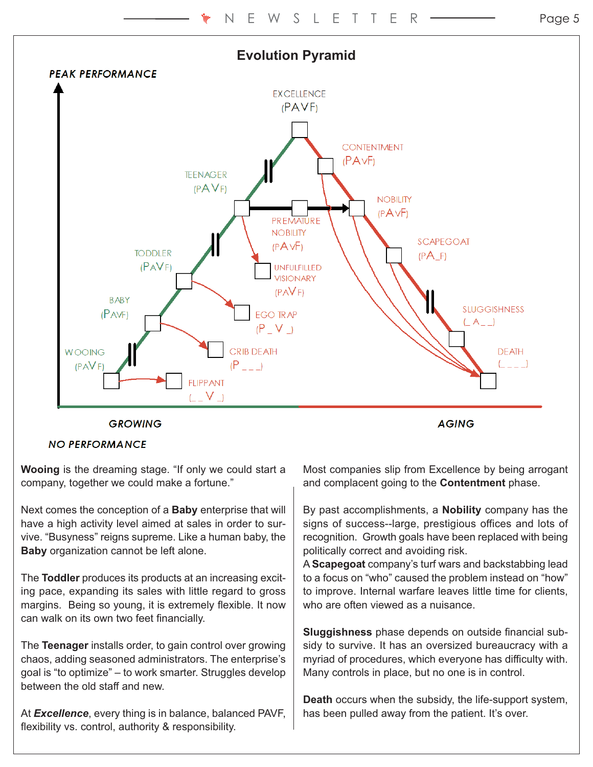## Evolution Pyramid

PEAK PERFORMANCE

EXCELLENCE
(PAVF)

CONTENTMENT
(PAvF)

TEENAGER
(pAVF)

NOBILITY
(pAvF)

PREMATURE NOBILITY
(pAvF)

SCAPEGOAT
(pA_F)

TODDLER
(PAVf)

UNFULFILLED VISIONARY
(PAV f)

BABY
(PAvf)

EGO TRAP
(P _ V _)

SLUGGISHNESS
(_ A _ _)

WOOING
(pAV f)

CRIB DEATH
(P _ _ _)

DEATH
(_ _ _ _)

FLIPPANT
(_ _ V _)

GROWING

AGING

NO PERFORMANCE

**Wooing** is the dreaming stage. "If only we could start a company, together we could make a fortune."

Next comes the conception of a **Baby** enterprise that will have a high activity level aimed at sales in order to survive. "Busyness" reigns supreme. Like a human baby, the **Baby** organization cannot be left alone.

The **Toddler** produces its products at an increasing exciting pace, expanding its sales with little regard to gross margins. Being so young, it is extremely flexible. It now can walk on its own two feet financially.

The **Teenager** installs order, to gain control over growing chaos, adding seasoned administrators. The enterprise's goal is "to optimize" – to work smarter. Struggles develop between the old staff and new.

At ***Excellence***, every thing is in balance, balanced PAVF, flexibility vs. control, authority & responsibility.

Most companies slip from Excellence by being arrogant and complacent going to the **Contentment** phase.

By past accomplishments, a **Nobility** company has the signs of success--large, prestigious offices and lots of recognition. Growth goals have been replaced with being politically correct and avoiding risk.
A **Scapegoat** company's turf wars and backstabbing lead to a focus on "who" caused the problem instead on "how" to improve. Internal warfare leaves little time for clients, who are often viewed as a nuisance.

**Sluggishness** phase depends on outside financial subsidy to survive. It has an oversized bureaucracy with a myriad of procedures, which everyone has difficulty with. Many controls in place, but no one is in control.

**Death** occurs when the subsidy, the life-support system, has been pulled away from the patient. It's over.